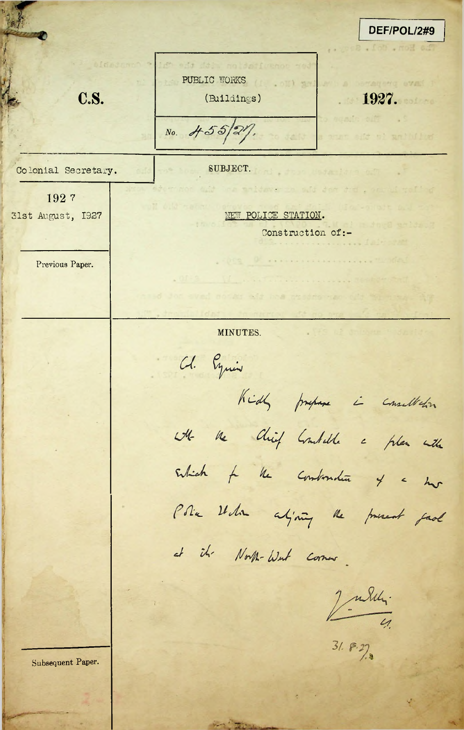DEF/POL/2#9

**C.S.**

PUBLIC WORKS
(Buildings)

No. 455/27.

**1927.**

Colonial Secretary.

1927
31st August, 1927

SUBJECT.

NEW POLICE STATION.
Construction of:-

Previous Paper.

MINUTES.

Col. Engineer

Kindly prepare in consultation with the Chief Constable a plan with sketch for the construction of a new Police Station adjoining the present gaol at its North-West corner.

J. ...
C.S.
31.8.27

Subsequent Paper.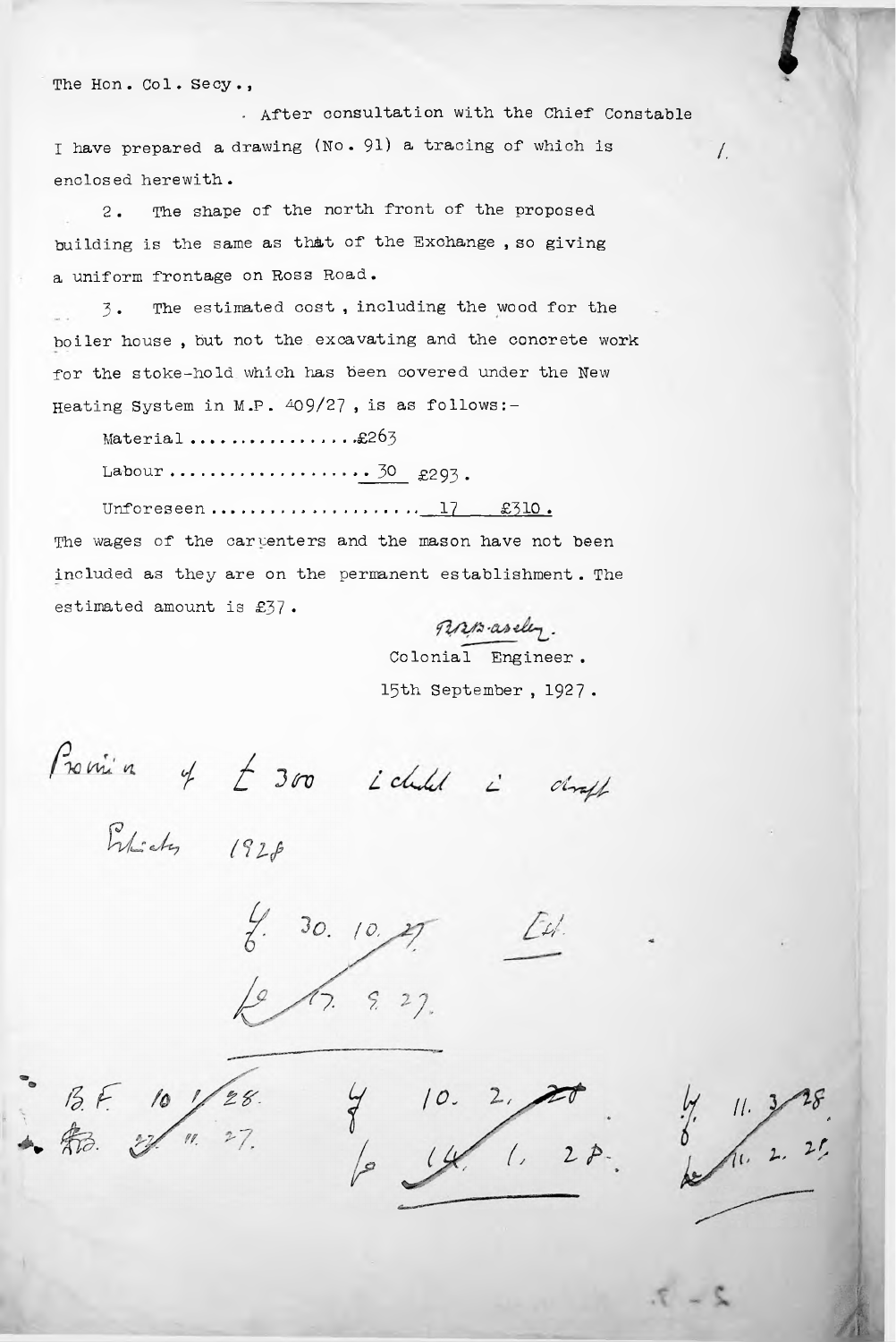The Hon. Col. Secy.,

After consultation with the Chief Constable I have prepared a drawing (No. 91) a tracing of which is enclosed herewith.

/.

2. The shape of the north front of the proposed building is the same as that of the Exchange, so giving a uniform frontage on Ross Road.

3. The estimated cost, including the wood for the boiler house, but not the excavating and the concrete work for the stoke-hold which has been covered under the New Heating System in M.P. 409/27, is as follows:-

Material ................ £263

Labour .................... 30 £293.

Unforeseen .................... 17 £310.

The wages of the carpenters and the mason have not been included as they are on the permanent establishment. The estimated amount is £37.

R.R.B.ashley.
Colonial Engineer.
15th September, 1927.

Provision of £300 included in draft Estimates 1928

B/U 30. 10. 27 Ed.
17. 9. 27.

B.F. 10/1/28.
27/11/27.

B/U 10. 2. 28.
14. 1. 28.

B/U 11. 3. 28.
11. 2. 28.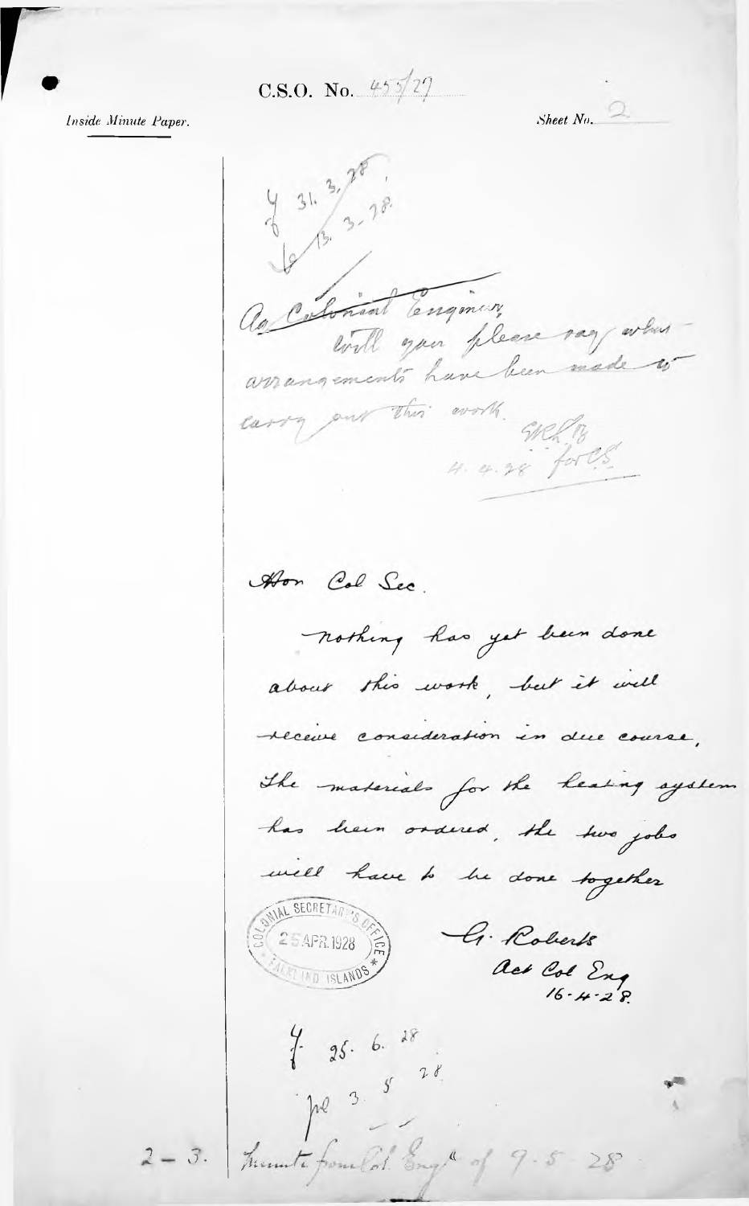C.S.O. No. 455/27

*Inside Minute Paper.*

Sheet No. 2

J 31. 3. 28.
13. 3. 28.

Ag Colonial Engineer,
Will you please say what arrangements have been made to carry out this work.

4. 4. 28 for C.S.

Hon Col Sec.

Nothing has yet been done about this work, but it will receive consideration in due course. The materials for the heating system has been ordered, the two jobs will have to be done together

COLONIAL SECRETARY'S OFFICE
25 APR. 1928
FALKLAND ISLANDS

G. Roberts
Act Col Eng
16-4-28.

J. 25. 6. 28.
pe 3. 5. 28

2 – 3. Minute from Col. Engr of 9-5-28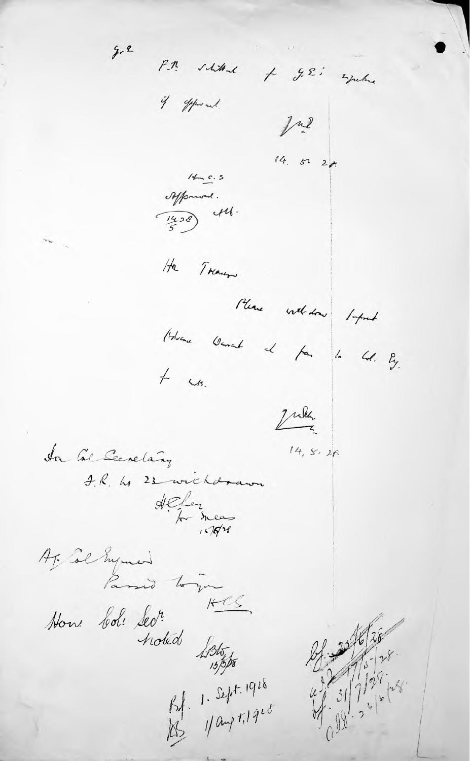g. 2

F.R. submitted for G.E.'s signature if approved.

(initials)

14. 5. 28.

Hon. C.S.

Approved.

(14/5/28) (initials)

Hon. Treasurer

Please withdraw Imprest Advance Warrant and pass to Col. Eng. for sig.

(initials)

14. 5. 28.

Hon. Col. Secretary

A.R. No. 23 withdrawn

H. C. ? for Treas.

15/5/28

Ag. Col. Engineer

Passed to you

H.C.S.

Hon. Col. Secy.

noted

(initials) 15/5/28

B.f. 1. Sept. 1928

B.S. 1 August, 1928

B.f. 23/6/28

a.d. 17/5/28.

B.f. 31/7/28.

a.d. 26/6/28.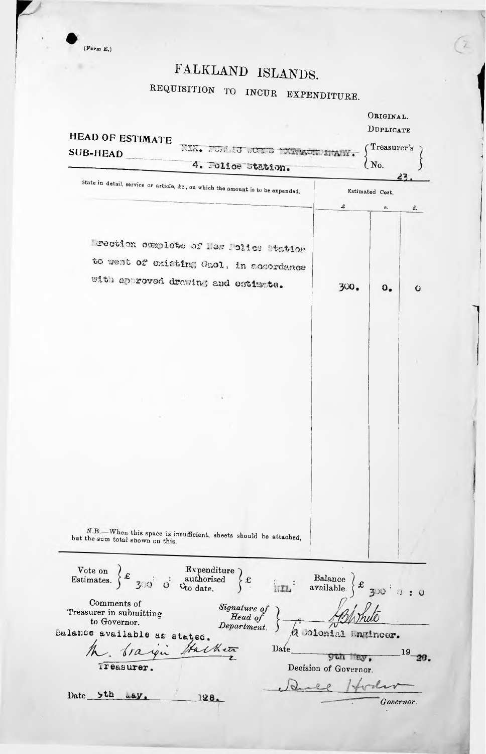(Form E.)

# FALKLAND ISLANDS.

## REQUISITION TO INCUR EXPENDITURE.

ORIGINAL.
DUPLICATE

**HEAD OF ESTIMATE** XIX. PUBLIC WORKS EXTRAORDINARY.

**SUB-HEAD** 4. Police Station.

Treasurer's No. 23.

| State in detail, service or article, &c., on which the amount is to be expended. | Estimated Cost. £ | s. | d. |
|---|---|---|---|
| Erection complete of New Police Station to west of existing Gaol, in accordance with approved drawing and estimate. | 300. | 0. | 0 |

N.B.—When this space is insufficient, sheets should be attached, but the sum total shown on this.

Vote on Estimates. £ 300 : 0 : 0 | Expenditure authorised to date. £ NIL : | Balance available. £ 300 : 0 : 0

Comments of Treasurer in submitting to Governor.
Balance available as stated.

M. Craigie Halkett
Treasurer.

Date 9th May, 1928.

*Signature of Head of Department.* G. White
A Colonial Engineer.

Date 9th May, 1928.

Decision of Governor.

Arnold Hodson
*Governor.*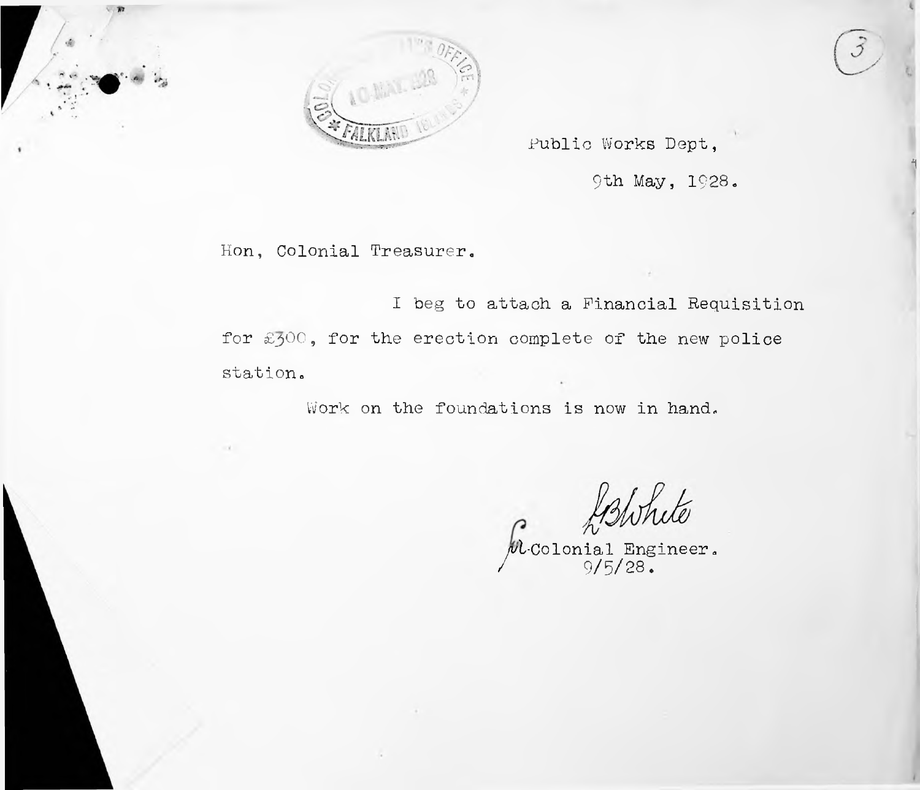Public Works Dept,

9th May, 1928.

Hon, Colonial Treasurer.

I beg to attach a Financial Requisition for £300, for the erection complete of the new police station.

Work on the foundations is now in hand.

H.B.White

for Colonial Engineer.
9/5/28.